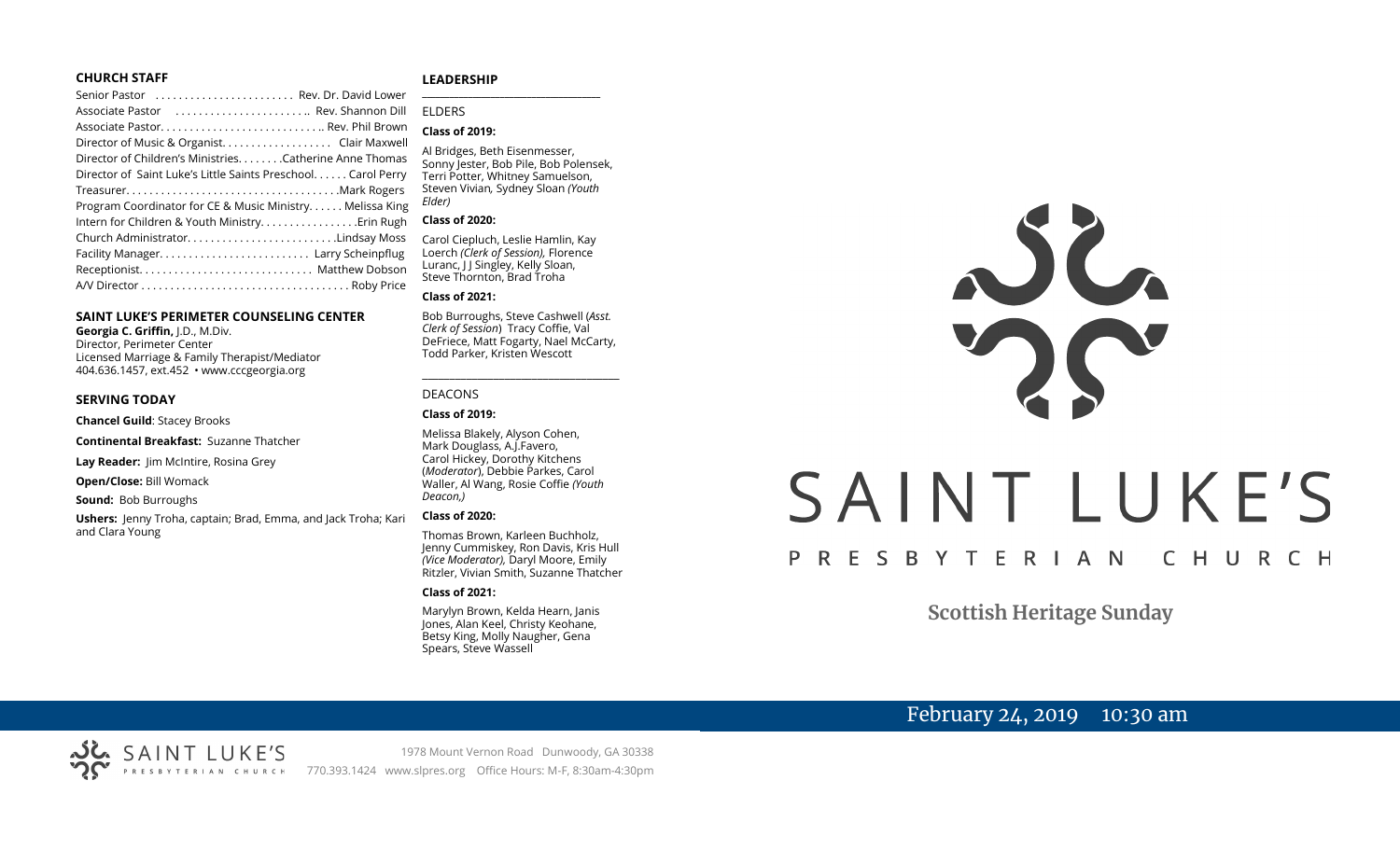## CHURCH STAFF

Senior Pastor . . . . . . . . . . . . . . . . . . . . . . . . Rev. Dr. David Lower
Associate Pastor . . . . . . . . . . . . . . . . . . . . . . .. Rev. Shannon Dill
Associate Pastor. . . . . . . . . . . . . . . . . . . . . . . . . . .. Rev. Phil Brown
Director of Music & Organist. . . . . . . . . . . . . . . . . . Clair Maxwell
Director of Children's Ministries. . . . . . . .Catherine Anne Thomas
Director of Saint Luke's Little Saints Preschool. . . . . . Carol Perry
Treasurer. . . . . . . . . . . . . . . . . . . . . . . . . . . . . . . . . . . .Mark Rogers
Program Coordinator for CE & Music Ministry. . . . . . Melissa King
Intern for Children & Youth Ministry. . . . . . . . . . . . . . . . .Erin Rugh
Church Administrator. . . . . . . . . . . . . . . . . . . . . . . . . .Lindsay Moss
Facility Manager. . . . . . . . . . . . . . . . . . . . . . . . . Larry Scheinpflug
Receptionist. . . . . . . . . . . . . . . . . . . . . . . . . . . . . Matthew Dobson
A/V Director . . . . . . . . . . . . . . . . . . . . . . . . . . . . . . . . . . . Roby Price

## SAINT LUKE'S PERIMETER COUNSELING CENTER

**Georgia C. Griffin,** J.D., M.Div.
Director, Perimeter Center
Licensed Marriage & Family Therapist/Mediator
404.636.1457, ext.452 • www.cccgeorgia.org

## SERVING TODAY

**Chancel Guild**: Stacey Brooks

**Continental Breakfast:** Suzanne Thatcher

**Lay Reader:** Jim McIntire, Rosina Grey

**Open/Close:** Bill Womack

**Sound:** Bob Burroughs

**Ushers:** Jenny Troha, captain; Brad, Emma, and Jack Troha; Kari and Clara Young

## LEADERSHIP

ELDERS

**Class of 2019:**

Al Bridges, Beth Eisenmesser, Sonny Jester, Bob Pile, Bob Polensek, Terri Potter, Whitney Samuelson, Steven Vivian*,* Sydney Sloan *(Youth Elder)*

**Class of 2020:**

Carol Ciepluch, Leslie Hamlin, Kay Loerch *(Clerk of Session),* Florence Luranc, J J Singley, Kelly Sloan, Steve Thornton, Brad Troha

**Class of 2021:**

Bob Burroughs, Steve Cashwell (*Asst. Clerk of Session*) Tracy Coffie, Val DeFriece, Matt Fogarty, Nael McCarty, Todd Parker, Kristen Wescott

DEACONS

**Class of 2019:**

Melissa Blakely, Alyson Cohen, Mark Douglass, A.J.Favero, Carol Hickey, Dorothy Kitchens (*Moderator*), Debbie Parkes, Carol Waller, Al Wang, Rosie Coffie *(Youth Deacon,)*

**Class of 2020:**

Thomas Brown, Karleen Buchholz, Jenny Cummiskey, Ron Davis, Kris Hull *(Vice Moderator),* Daryl Moore, Emily Ritzler, Vivian Smith, Suzanne Thatcher

**Class of 2021:**

Marylyn Brown, Kelda Hearn, Janis Jones, Alan Keel, Christy Keohane, Betsy King, Molly Naugher, Gena Spears, Steve Wassell

# SAINT LUKE'S PRESBYTERIAN CHURCH

## Scottish Heritage Sunday

February 24, 2019 10:30 am

SAINT LUKE'S PRESBYTERIAN CHURCH

1978 Mount Vernon Road Dunwoody, GA 30338
770.393.1424 www.slpres.org Office Hours: M-F, 8:30am-4:30pm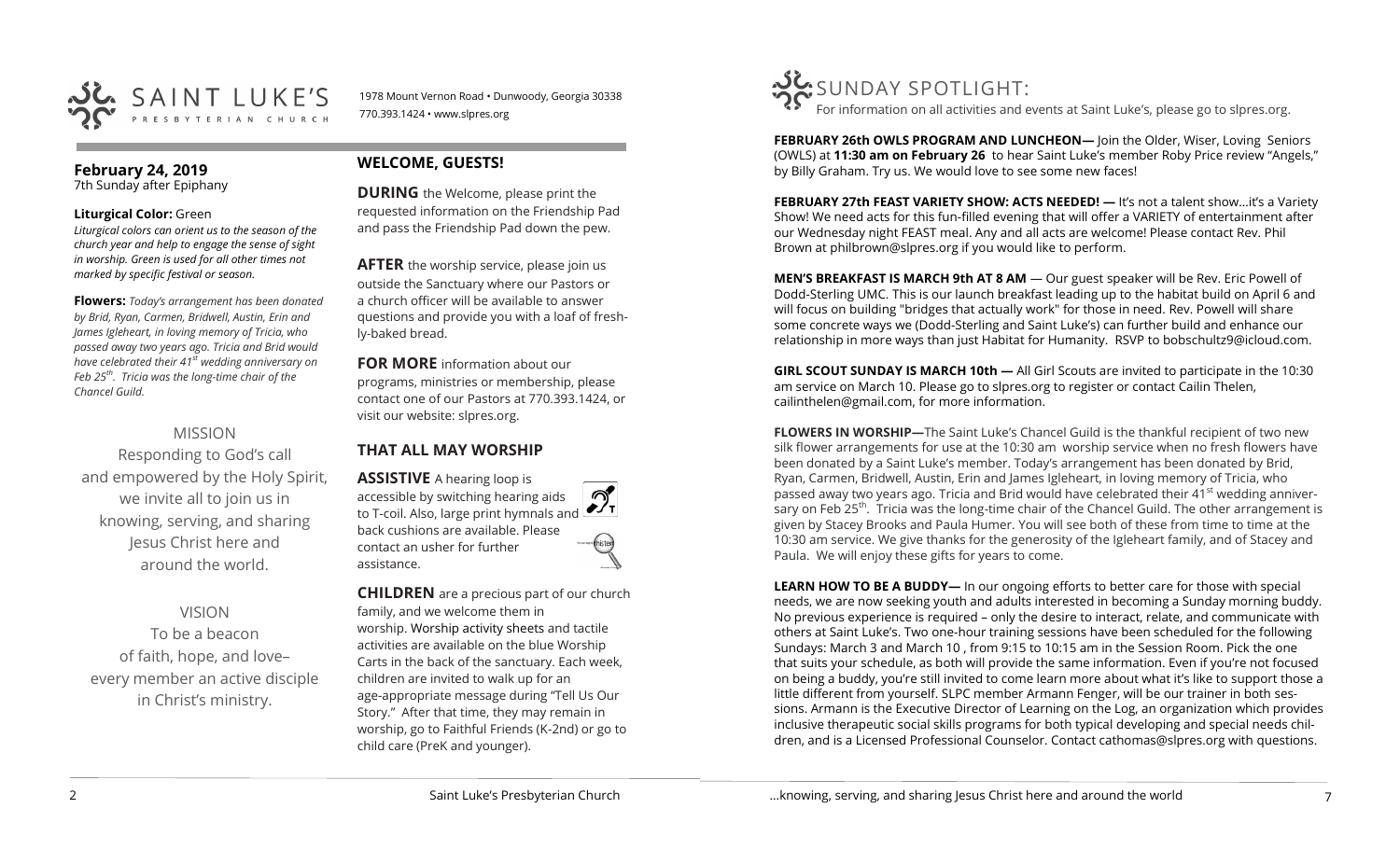# SAINT LUKE'S PRESBYTERIAN CHURCH

1978 Mount Vernon Road • Dunwoody, Georgia 30338
770.393.1424 • www.slpres.org

**February 24, 2019**
7th Sunday after Epiphany

**Liturgical Color:** Green
*Liturgical colors can orient us to the season of the church year and help to engage the sense of sight in worship. Green is used for all other times not marked by specific festival or season.*

**Flowers:** *Today's arrangement has been donated by Brid, Ryan, Carmen, Bridwell, Austin, Erin and James Igleheart, in loving memory of Tricia, who passed away two years ago. Tricia and Brid would have celebrated their 41st wedding anniversary on Feb 25th. Tricia was the long-time chair of the Chancel Guild.*

MISSION

Responding to God's call and empowered by the Holy Spirit, we invite all to join us in knowing, serving, and sharing Jesus Christ here and around the world.

VISION

To be a beacon of faith, hope, and love– every member an active disciple in Christ's ministry.

## WELCOME, GUESTS!

**DURING** the Welcome, please print the requested information on the Friendship Pad and pass the Friendship Pad down the pew.

**AFTER** the worship service, please join us outside the Sanctuary where our Pastors or a church officer will be available to answer questions and provide you with a loaf of freshly-baked bread.

**FOR MORE** information about our programs, ministries or membership, please contact one of our Pastors at 770.393.1424, or visit our website: slpres.org.

## THAT ALL MAY WORSHIP

**ASSISTIVE** A hearing loop is accessible by switching hearing aids to T-coil. Also, large print hymnals and back cushions are available. Please contact an usher for further assistance.

**CHILDREN** are a precious part of our church family, and we welcome them in worship. Worship activity sheets and tactile activities are available on the blue Worship Carts in the back of the sanctuary. Each week, children are invited to walk up for an age-appropriate message during "Tell Us Our Story." After that time, they may remain in worship, go to Faithful Friends (K-2nd) or go to child care (PreK and younger).

# SUNDAY SPOTLIGHT:

For information on all activities and events at Saint Luke's, please go to slpres.org.

**FEBRUARY 26th OWLS PROGRAM AND LUNCHEON—** Join the Older, Wiser, Loving Seniors (OWLS) at **11:30 am on February 26** to hear Saint Luke's member Roby Price review "Angels," by Billy Graham. Try us. We would love to see some new faces!

**FEBRUARY 27th FEAST VARIETY SHOW: ACTS NEEDED! —** It's not a talent show…it's a Variety Show! We need acts for this fun-filled evening that will offer a VARIETY of entertainment after our Wednesday night FEAST meal. Any and all acts are welcome! Please contact Rev. Phil Brown at philbrown@slpres.org if you would like to perform.

**MEN'S BREAKFAST IS MARCH 9th AT 8 AM** — Our guest speaker will be Rev. Eric Powell of Dodd-Sterling UMC. This is our launch breakfast leading up to the habitat build on April 6 and will focus on building "bridges that actually work" for those in need. Rev. Powell will share some concrete ways we (Dodd-Sterling and Saint Luke's) can further build and enhance our relationship in more ways than just Habitat for Humanity. RSVP to bobschultz9@icloud.com.

**GIRL SCOUT SUNDAY IS MARCH 10th —** All Girl Scouts are invited to participate in the 10:30 am service on March 10. Please go to slpres.org to register or contact Cailin Thelen, cailinthelen@gmail.com, for more information.

**FLOWERS IN WORSHIP—**The Saint Luke's Chancel Guild is the thankful recipient of two new silk flower arrangements for use at the 10:30 am worship service when no fresh flowers have been donated by a Saint Luke's member. Today's arrangement has been donated by Brid, Ryan, Carmen, Bridwell, Austin, Erin and James Igleheart, in loving memory of Tricia, who passed away two years ago. Tricia and Brid would have celebrated their 41st wedding anniversary on Feb 25th. Tricia was the long-time chair of the Chancel Guild. The other arrangement is given by Stacey Brooks and Paula Humer. You will see both of these from time to time at the 10:30 am service. We give thanks for the generosity of the Igleheart family, and of Stacey and Paula. We will enjoy these gifts for years to come.

**LEARN HOW TO BE A BUDDY—** In our ongoing efforts to better care for those with special needs, we are now seeking youth and adults interested in becoming a Sunday morning buddy. No previous experience is required – only the desire to interact, relate, and communicate with others at Saint Luke's. Two one-hour training sessions have been scheduled for the following Sundays: March 3 and March 10 , from 9:15 to 10:15 am in the Session Room. Pick the one that suits your schedule, as both will provide the same information. Even if you're not focused on being a buddy, you're still invited to come learn more about what it's like to support those a little different from yourself. SLPC member Armann Fenger, will be our trainer in both sessions. Armann is the Executive Director of Learning on the Log, an organization which provides inclusive therapeutic social skills programs for both typical developing and special needs children, and is a Licensed Professional Counselor. Contact cathomas@slpres.org with questions.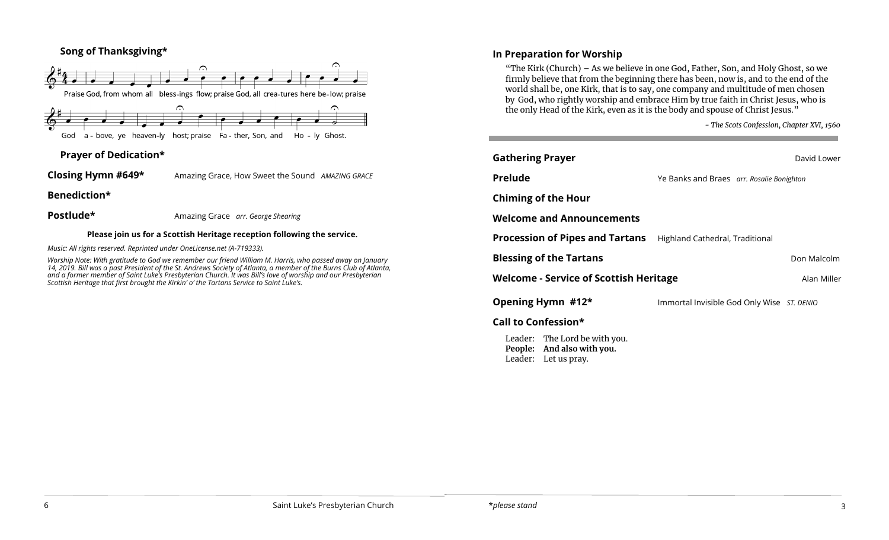## Song of Thanksgiving*

Praise God, from whom all bless-ings flow; praise God, all crea-tures here be-low; praise God a-bove, ye heaven-ly host; praise Fa-ther, Son, and Ho-ly Ghost.

## Prayer of Dedication*

**Closing Hymn #649*** Amazing Grace, How Sweet the Sound *AMAZING GRACE*

**Benediction***

**Postlude*** Amazing Grace *arr. George Shearing*

**Please join us for a Scottish Heritage reception following the service.**

*Music: All rights reserved. Reprinted under OneLicense.net (A-719333).*

*Worship Note: With gratitude to God we remember our friend William M. Harris, who passed away on January 14, 2019. Bill was a past President of the St. Andrews Society of Atlanta, a member of the Burns Club of Atlanta, and a former member of Saint Luke's Presbyterian Church. It was Bill's love of worship and our Presbyterian Scottish Heritage that first brought the Kirkin' o' the Tartans Service to Saint Luke's.*

## In Preparation for Worship

"The Kirk (Church) – As we believe in one God, Father, Son, and Holy Ghost, so we firmly believe that from the beginning there has been, now is, and to the end of the world shall be, one Kirk, that is to say, one company and multitude of men chosen by God, who rightly worship and embrace Him by true faith in Christ Jesus, who is the only Head of the Kirk, even as it is the body and spouse of Christ Jesus."

*- The Scots Confession, Chapter XVI, 1560*

**Gathering Prayer** David Lower

**Prelude** Ye Banks and Braes *arr. Rosalie Bonighton*

**Chiming of the Hour**

**Welcome and Announcements**

**Procession of Pipes and Tartans** Highland Cathedral, Traditional

**Blessing of the Tartans** Don Malcolm

**Welcome - Service of Scottish Heritage** Alan Miller

**Opening Hymn #12*** Immortal Invisible God Only Wise *ST. DENIO*

**Call to Confession***

Leader: The Lord be with you.
**People: And also with you.**
Leader: Let us pray.

*\*please stand*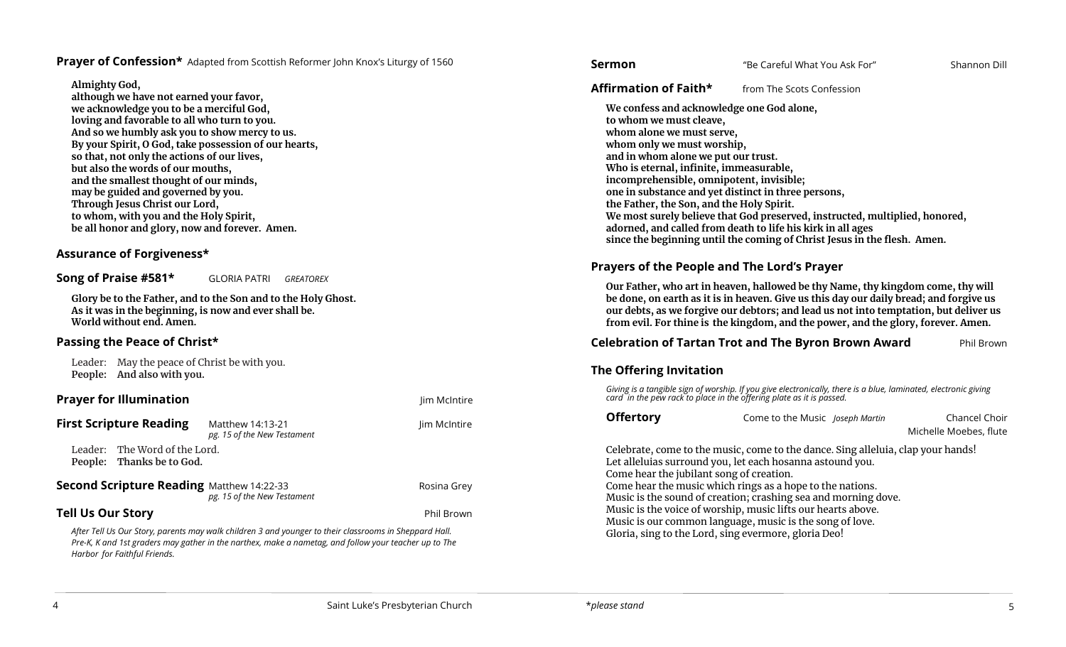## Prayer of Confession* Adapted from Scottish Reformer John Knox's Liturgy of 1560

**Almighty God,**
**although we have not earned your favor,**
**we acknowledge you to be a merciful God,**
**loving and favorable to all who turn to you.**
**And so we humbly ask you to show mercy to us.**
**By your Spirit, O God, take possession of our hearts,**
**so that, not only the actions of our lives,**
**but also the words of our mouths,**
**and the smallest thought of our minds,**
**may be guided and governed by you.**
**Through Jesus Christ our Lord,**
**to whom, with you and the Holy Spirit,**
**be all honor and glory, now and forever. Amen.**

## Assurance of Forgiveness*

## Song of Praise #581* GLORIA PATRI *GREATOREX*

**Glory be to the Father, and to the Son and to the Holy Ghost.**
**As it was in the beginning, is now and ever shall be.**
**World without end. Amen.**

## Passing the Peace of Christ*

Leader: May the peace of Christ be with you.
**People: And also with you.**

## Prayer for Illumination — Jim McIntire

## First Scripture Reading — Matthew 14:13-21 — Jim McIntire

*pg. 15 of the New Testament*

Leader: The Word of the Lord.
**People: Thanks be to God.**

## Second Scripture Reading — Matthew 14:22-33 — Rosina Grey

*pg. 15 of the New Testament*

## Tell Us Our Story — Phil Brown

*After Tell Us Our Story, parents may walk children 3 and younger to their classrooms in Sheppard Hall. Pre-K, K and 1st graders may gather in the narthex, make a nametag, and follow your teacher up to The Harbor for Faithful Friends.*

## Sermon — "Be Careful What You Ask For" — Shannon Dill

## Affirmation of Faith* from The Scots Confession

**We confess and acknowledge one God alone,**
**to whom we must cleave,**
**whom alone we must serve,**
**whom only we must worship,**
**and in whom alone we put our trust.**
**Who is eternal, infinite, immeasurable,**
**incomprehensible, omnipotent, invisible;**
**one in substance and yet distinct in three persons,**
**the Father, the Son, and the Holy Spirit.**
**We most surely believe that God preserved, instructed, multiplied, honored,**
**adorned, and called from death to life his kirk in all ages**
**since the beginning until the coming of Christ Jesus in the flesh. Amen.**

## Prayers of the People and The Lord's Prayer

**Our Father, who art in heaven, hallowed be thy Name, thy kingdom come, thy will be done, on earth as it is in heaven. Give us this day our daily bread; and forgive us our debts, as we forgive our debtors; and lead us not into temptation, but deliver us from evil. For thine is the kingdom, and the power, and the glory, forever. Amen.**

## Celebration of Tartan Trot and The Byron Brown Award — Phil Brown

## The Offering Invitation

*Giving is a tangible sign of worship. If you give electronically, there is a blue, laminated, electronic giving card in the pew rack to place in the offering plate as it is passed.*

## Offertory — Come to the Music *Joseph Martin* — Chancel Choir, Michelle Moebes, flute

Celebrate, come to the music, come to the dance. Sing alleluia, clap your hands!
Let alleluias surround you, let each hosanna astound you.
Come hear the jubilant song of creation.
Come hear the music which rings as a hope to the nations.
Music is the sound of creation; crashing sea and morning dove.
Music is the voice of worship, music lifts our hearts above.
Music is our common language, music is the song of love.
Gloria, sing to the Lord, sing evermore, gloria Deo!

*\*please stand*